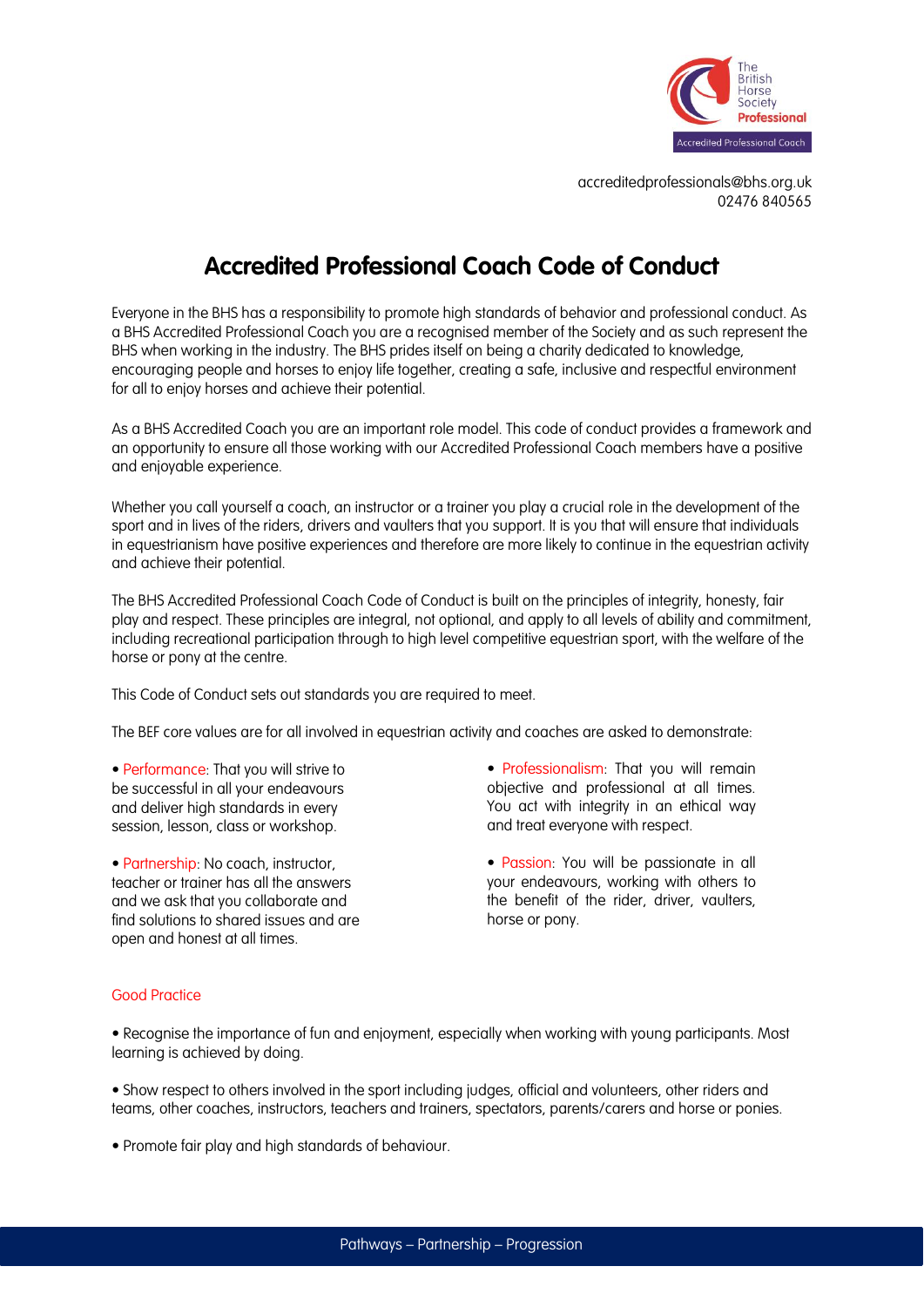The British Horse Society Professional

Accredited Professional Coach

accreditedprofessionals@bhs.org.uk
02476 840565

# Accredited Professional Coach Code of Conduct

Everyone in the BHS has a responsibility to promote high standards of behavior and professional conduct. As a BHS Accredited Professional Coach you are a recognised member of the Society and as such represent the BHS when working in the industry. The BHS prides itself on being a charity dedicated to knowledge, encouraging people and horses to enjoy life together, creating a safe, inclusive and respectful environment for all to enjoy horses and achieve their potential.

As a BHS Accredited Coach you are an important role model. This code of conduct provides a framework and an opportunity to ensure all those working with our Accredited Professional Coach members have a positive and enjoyable experience.

Whether you call yourself a coach, an instructor or a trainer you play a crucial role in the development of the sport and in lives of the riders, drivers and vaulters that you support. It is you that will ensure that individuals in equestrianism have positive experiences and therefore are more likely to continue in the equestrian activity and achieve their potential.

The BHS Accredited Professional Coach Code of Conduct is built on the principles of integrity, honesty, fair play and respect. These principles are integral, not optional, and apply to all levels of ability and commitment, including recreational participation through to high level competitive equestrian sport, with the welfare of the horse or pony at the centre.

This Code of Conduct sets out standards you are required to meet.

The BEF core values are for all involved in equestrian activity and coaches are asked to demonstrate:

- Performance: That you will strive to be successful in all your endeavours and deliver high standards in every session, lesson, class or workshop.
- Partnership: No coach, instructor, teacher or trainer has all the answers and we ask that you collaborate and find solutions to shared issues and are open and honest at all times.
- Professionalism: That you will remain objective and professional at all times. You act with integrity in an ethical way and treat everyone with respect.
- Passion: You will be passionate in all your endeavours, working with others to the benefit of the rider, driver, vaulters, horse or pony.

## Good Practice

- Recognise the importance of fun and enjoyment, especially when working with young participants. Most learning is achieved by doing.
- Show respect to others involved in the sport including judges, official and volunteers, other riders and teams, other coaches, instructors, teachers and trainers, spectators, parents/carers and horse or ponies.
- Promote fair play and high standards of behaviour.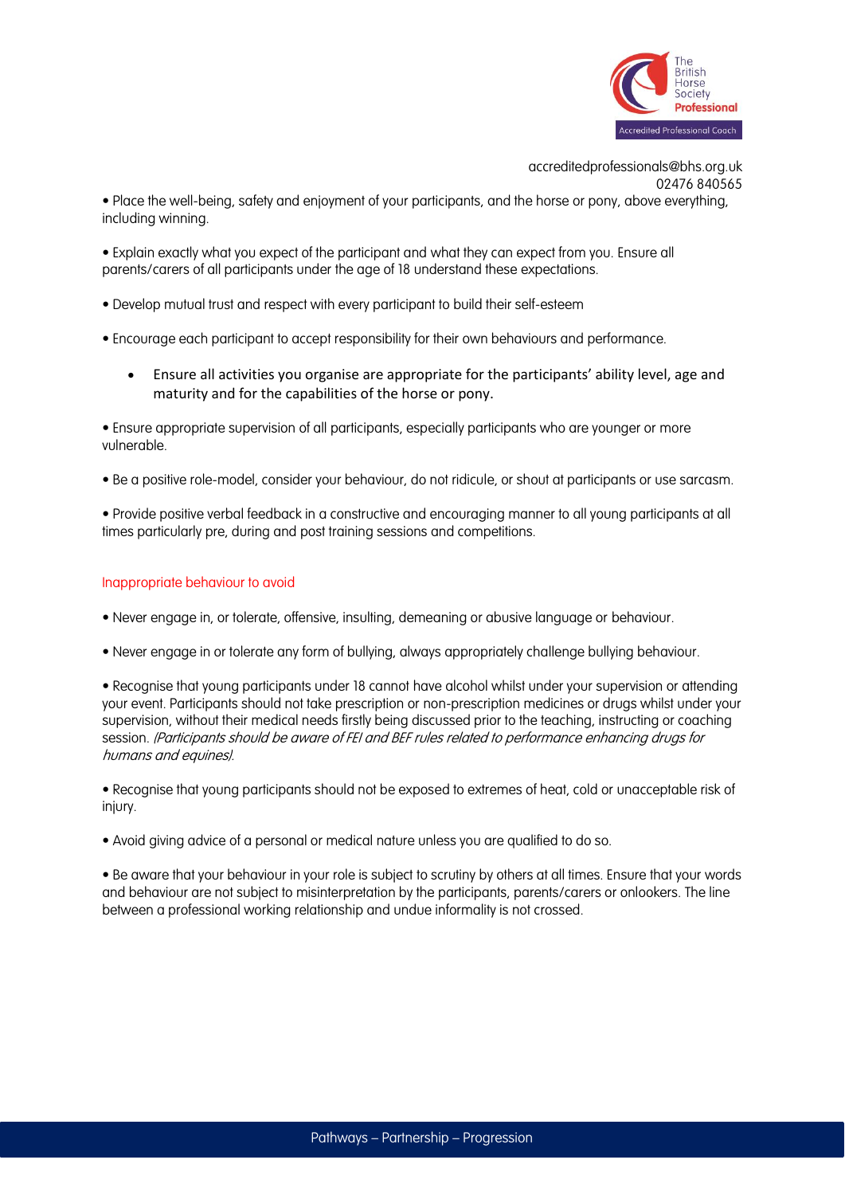- Place the well-being, safety and enjoyment of your participants, and the horse or pony, above everything, including winning.

- Explain exactly what you expect of the participant and what they can expect from you. Ensure all parents/carers of all participants under the age of 18 understand these expectations.

- Develop mutual trust and respect with every participant to build their self-esteem

- Encourage each participant to accept responsibility for their own behaviours and performance.

- Ensure all activities you organise are appropriate for the participants' ability level, age and maturity and for the capabilities of the horse or pony.

- Ensure appropriate supervision of all participants, especially participants who are younger or more vulnerable.

- Be a positive role-model, consider your behaviour, do not ridicule, or shout at participants or use sarcasm.

- Provide positive verbal feedback in a constructive and encouraging manner to all young participants at all times particularly pre, during and post training sessions and competitions.

## Inappropriate behaviour to avoid

- Never engage in, or tolerate, offensive, insulting, demeaning or abusive language or behaviour.

- Never engage in or tolerate any form of bullying, always appropriately challenge bullying behaviour.

- Recognise that young participants under 18 cannot have alcohol whilst under your supervision or attending your event. Participants should not take prescription or non-prescription medicines or drugs whilst under your supervision, without their medical needs firstly being discussed prior to the teaching, instructing or coaching session. *(Participants should be aware of FEI and BEF rules related to performance enhancing drugs for humans and equines).*

- Recognise that young participants should not be exposed to extremes of heat, cold or unacceptable risk of injury.

- Avoid giving advice of a personal or medical nature unless you are qualified to do so.

- Be aware that your behaviour in your role is subject to scrutiny by others at all times. Ensure that your words and behaviour are not subject to misinterpretation by the participants, parents/carers or onlookers. The line between a professional working relationship and undue informality is not crossed.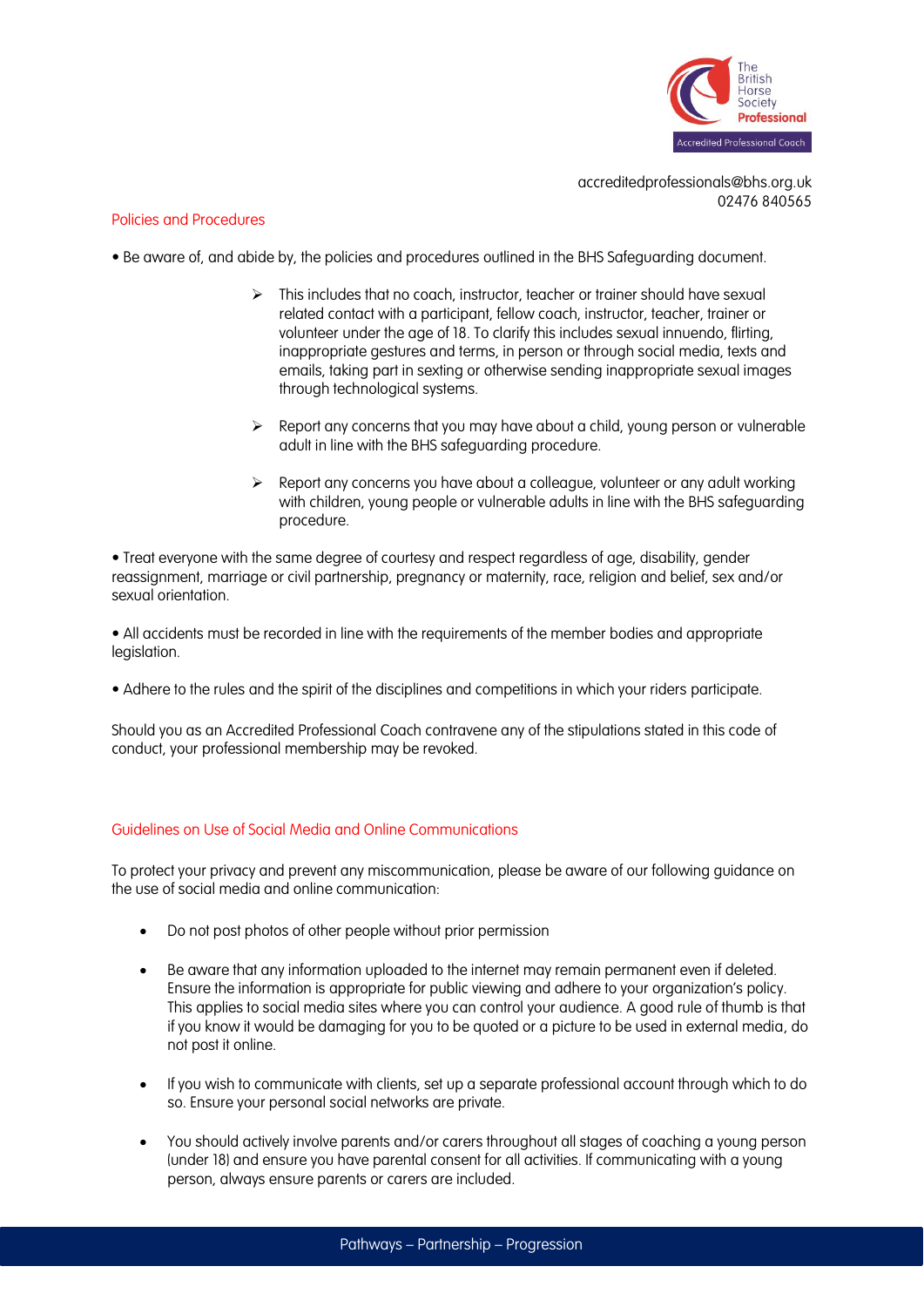accreditedprofessionals@bhs.org.uk
02476 840565

## Policies and Procedures

- Be aware of, and abide by, the policies and procedures outlined in the BHS Safeguarding document.
  - This includes that no coach, instructor, teacher or trainer should have sexual related contact with a participant, fellow coach, instructor, teacher, trainer or volunteer under the age of 18. To clarify this includes sexual innuendo, flirting, inappropriate gestures and terms, in person or through social media, texts and emails, taking part in sexting or otherwise sending inappropriate sexual images through technological systems.
  - Report any concerns that you may have about a child, young person or vulnerable adult in line with the BHS safeguarding procedure.
  - Report any concerns you have about a colleague, volunteer or any adult working with children, young people or vulnerable adults in line with the BHS safeguarding procedure.
- Treat everyone with the same degree of courtesy and respect regardless of age, disability, gender reassignment, marriage or civil partnership, pregnancy or maternity, race, religion and belief, sex and/or sexual orientation.
- All accidents must be recorded in line with the requirements of the member bodies and appropriate legislation.
- Adhere to the rules and the spirit of the disciplines and competitions in which your riders participate.

Should you as an Accredited Professional Coach contravene any of the stipulations stated in this code of conduct, your professional membership may be revoked.

## Guidelines on Use of Social Media and Online Communications

To protect your privacy and prevent any miscommunication, please be aware of our following guidance on the use of social media and online communication:

- Do not post photos of other people without prior permission
- Be aware that any information uploaded to the internet may remain permanent even if deleted. Ensure the information is appropriate for public viewing and adhere to your organization's policy. This applies to social media sites where you can control your audience. A good rule of thumb is that if you know it would be damaging for you to be quoted or a picture to be used in external media, do not post it online.
- If you wish to communicate with clients, set up a separate professional account through which to do so. Ensure your personal social networks are private.
- You should actively involve parents and/or carers throughout all stages of coaching a young person (under 18) and ensure you have parental consent for all activities. If communicating with a young person, always ensure parents or carers are included.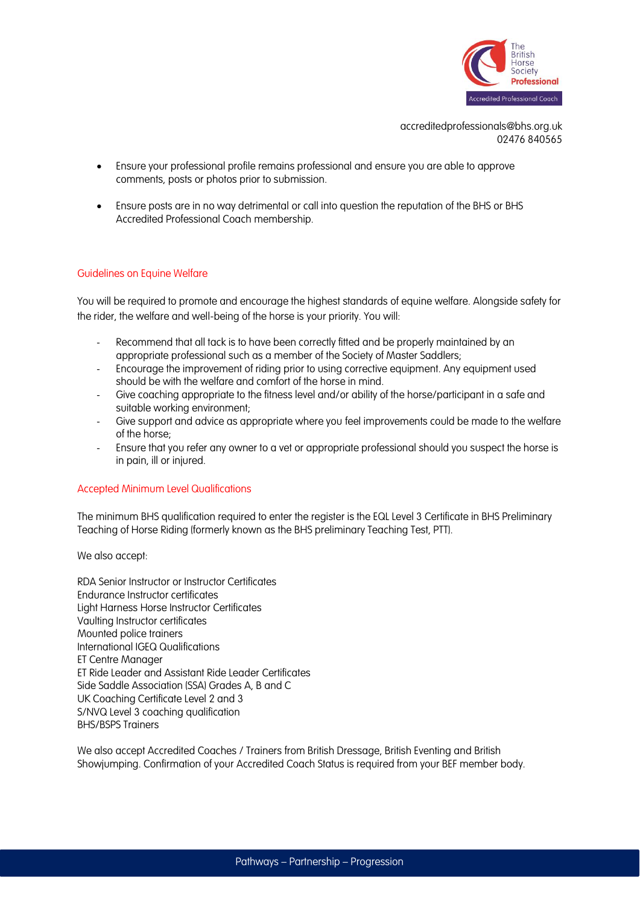- Ensure your professional profile remains professional and ensure you are able to approve comments, posts or photos prior to submission.

- Ensure posts are in no way detrimental or call into question the reputation of the BHS or BHS Accredited Professional Coach membership.

## Guidelines on Equine Welfare

You will be required to promote and encourage the highest standards of equine welfare. Alongside safety for the rider, the welfare and well-being of the horse is your priority. You will:

- Recommend that all tack is to have been correctly fitted and be properly maintained by an appropriate professional such as a member of the Society of Master Saddlers;
- Encourage the improvement of riding prior to using corrective equipment. Any equipment used should be with the welfare and comfort of the horse in mind.
- Give coaching appropriate to the fitness level and/or ability of the horse/participant in a safe and suitable working environment;
- Give support and advice as appropriate where you feel improvements could be made to the welfare of the horse;
- Ensure that you refer any owner to a vet or appropriate professional should you suspect the horse is in pain, ill or injured.

## Accepted Minimum Level Qualifications

The minimum BHS qualification required to enter the register is the EQL Level 3 Certificate in BHS Preliminary Teaching of Horse Riding (formerly known as the BHS preliminary Teaching Test, PTT).

We also accept:

RDA Senior Instructor or Instructor Certificates
Endurance Instructor certificates
Light Harness Horse Instructor Certificates
Vaulting Instructor certificates
Mounted police trainers
International IGEQ Qualifications
ET Centre Manager
ET Ride Leader and Assistant Ride Leader Certificates
Side Saddle Association (SSA) Grades A, B and C
UK Coaching Certificate Level 2 and 3
S/NVQ Level 3 coaching qualification
BHS/BSPS Trainers

We also accept Accredited Coaches / Trainers from British Dressage, British Eventing and British Showjumping. Confirmation of your Accredited Coach Status is required from your BEF member body.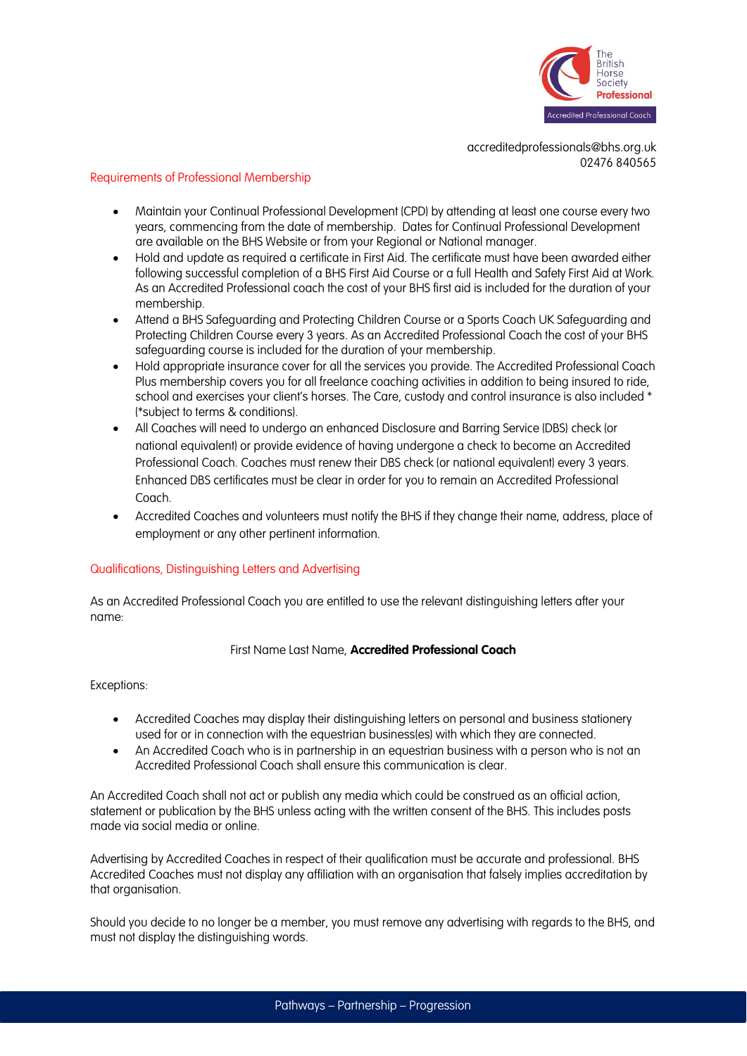accreditedprofessionals@bhs.org.uk
02476 840565

## Requirements of Professional Membership

- Maintain your Continual Professional Development (CPD) by attending at least one course every two years, commencing from the date of membership. Dates for Continual Professional Development are available on the BHS Website or from your Regional or National manager.
- Hold and update as required a certificate in First Aid. The certificate must have been awarded either following successful completion of a BHS First Aid Course or a full Health and Safety First Aid at Work. As an Accredited Professional coach the cost of your BHS first aid is included for the duration of your membership.
- Attend a BHS Safeguarding and Protecting Children Course or a Sports Coach UK Safeguarding and Protecting Children Course every 3 years. As an Accredited Professional Coach the cost of your BHS safeguarding course is included for the duration of your membership.
- Hold appropriate insurance cover for all the services you provide. The Accredited Professional Coach Plus membership covers you for all freelance coaching activities in addition to being insured to ride, school and exercises your client's horses. The Care, custody and control insurance is also included * (*subject to terms & conditions).
- All Coaches will need to undergo an enhanced Disclosure and Barring Service (DBS) check (or national equivalent) or provide evidence of having undergone a check to become an Accredited Professional Coach. Coaches must renew their DBS check (or national equivalent) every 3 years. Enhanced DBS certificates must be clear in order for you to remain an Accredited Professional Coach.
- Accredited Coaches and volunteers must notify the BHS if they change their name, address, place of employment or any other pertinent information.

## Qualifications, Distinguishing Letters and Advertising

As an Accredited Professional Coach you are entitled to use the relevant distinguishing letters after your name:

First Name Last Name, **Accredited Professional Coach**

Exceptions:

- Accredited Coaches may display their distinguishing letters on personal and business stationery used for or in connection with the equestrian business(es) with which they are connected.
- An Accredited Coach who is in partnership in an equestrian business with a person who is not an Accredited Professional Coach shall ensure this communication is clear.

An Accredited Coach shall not act or publish any media which could be construed as an official action, statement or publication by the BHS unless acting with the written consent of the BHS. This includes posts made via social media or online.

Advertising by Accredited Coaches in respect of their qualification must be accurate and professional. BHS Accredited Coaches must not display any affiliation with an organisation that falsely implies accreditation by that organisation.

Should you decide to no longer be a member, you must remove any advertising with regards to the BHS, and must not display the distinguishing words.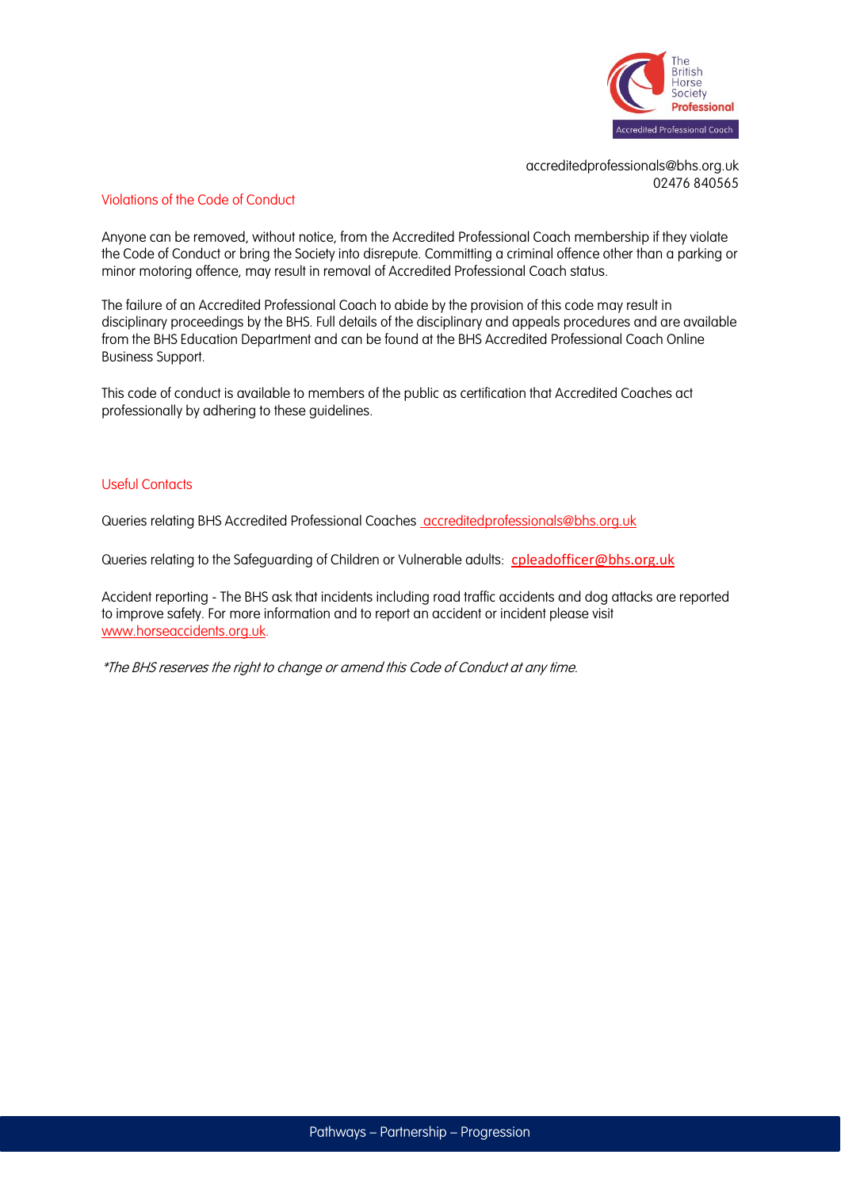accreditedprofessionals@bhs.org.uk
02476 840565

## Violations of the Code of Conduct

Anyone can be removed, without notice, from the Accredited Professional Coach membership if they violate the Code of Conduct or bring the Society into disrepute. Committing a criminal offence other than a parking or minor motoring offence, may result in removal of Accredited Professional Coach status.

The failure of an Accredited Professional Coach to abide by the provision of this code may result in disciplinary proceedings by the BHS. Full details of the disciplinary and appeals procedures and are available from the BHS Education Department and can be found at the BHS Accredited Professional Coach Online Business Support.

This code of conduct is available to members of the public as certification that Accredited Coaches act professionally by adhering to these guidelines.

## Useful Contacts

Queries relating BHS Accredited Professional Coaches accreditedprofessionals@bhs.org.uk

Queries relating to the Safeguarding of Children or Vulnerable adults: cpleadofficer@bhs.org.uk

Accident reporting - The BHS ask that incidents including road traffic accidents and dog attacks are reported to improve safety. For more information and to report an accident or incident please visit www.horseaccidents.org.uk.

*\*The BHS reserves the right to change or amend this Code of Conduct at any time.*